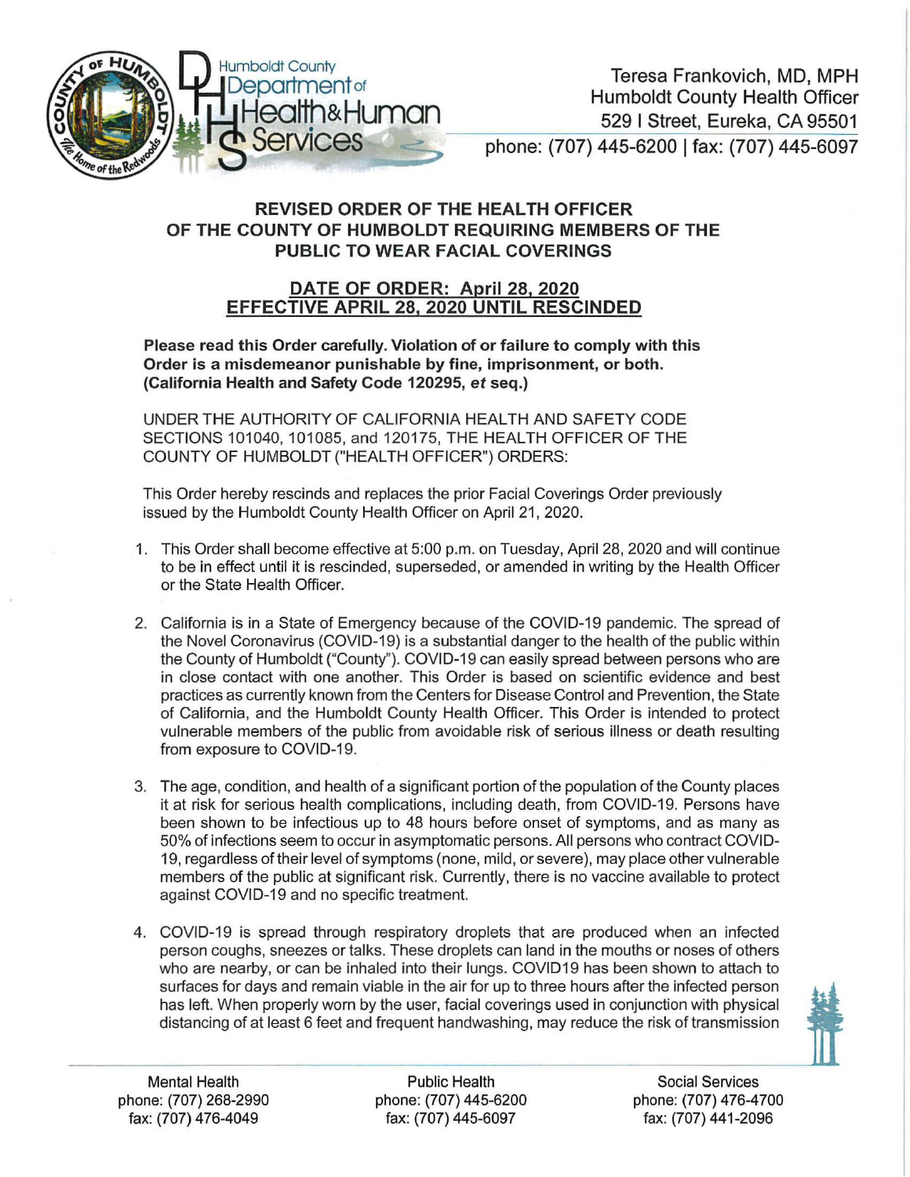Humboldt County Department of Health & Human Services

Teresa Frankovich, MD, MPH
Humboldt County Health Officer
529 I Street, Eureka, CA 95501
phone: (707) 445-6200 | fax: (707) 445-6097

# REVISED ORDER OF THE HEALTH OFFICER OF THE COUNTY OF HUMBOLDT REQUIRING MEMBERS OF THE PUBLIC TO WEAR FACIAL COVERINGS

## DATE OF ORDER: April 28, 2020
## EFFECTIVE APRIL 28, 2020 UNTIL RESCINDED

**Please read this Order carefully. Violation of or failure to comply with this Order is a misdemeanor punishable by fine, imprisonment, or both. (California Health and Safety Code 120295, *et* seq.)**

UNDER THE AUTHORITY OF CALIFORNIA HEALTH AND SAFETY CODE SECTIONS 101040, 101085, and 120175, THE HEALTH OFFICER OF THE COUNTY OF HUMBOLDT ("HEALTH OFFICER") ORDERS:

This Order hereby rescinds and replaces the prior Facial Coverings Order previously issued by the Humboldt County Health Officer on April 21, 2020.

1. This Order shall become effective at 5:00 p.m. on Tuesday, April 28, 2020 and will continue to be in effect until it is rescinded, superseded, or amended in writing by the Health Officer or the State Health Officer.

2. California is in a State of Emergency because of the COVID-19 pandemic. The spread of the Novel Coronavirus (COVID-19) is a substantial danger to the health of the public within the County of Humboldt ("County"). COVID-19 can easily spread between persons who are in close contact with one another. This Order is based on scientific evidence and best practices as currently known from the Centers for Disease Control and Prevention, the State of California, and the Humboldt County Health Officer. This Order is intended to protect vulnerable members of the public from avoidable risk of serious illness or death resulting from exposure to COVID-19.

3. The age, condition, and health of a significant portion of the population of the County places it at risk for serious health complications, including death, from COVID-19. Persons have been shown to be infectious up to 48 hours before onset of symptoms, and as many as 50% of infections seem to occur in asymptomatic persons. All persons who contract COVID-19, regardless of their level of symptoms (none, mild, or severe), may place other vulnerable members of the public at significant risk. Currently, there is no vaccine available to protect against COVID-19 and no specific treatment.

4. COVID-19 is spread through respiratory droplets that are produced when an infected person coughs, sneezes or talks. These droplets can land in the mouths or noses of others who are nearby, or can be inhaled into their lungs. COVID19 has been shown to attach to surfaces for days and remain viable in the air for up to three hours after the infected person has left. When properly worn by the user, facial coverings used in conjunction with physical distancing of at least 6 feet and frequent handwashing, may reduce the risk of transmission

Mental Health
phone: (707) 268-2990
fax: (707) 476-4049

Public Health
phone: (707) 445-6200
fax: (707) 445-6097

Social Services
phone: (707) 476-4700
fax: (707) 441-2096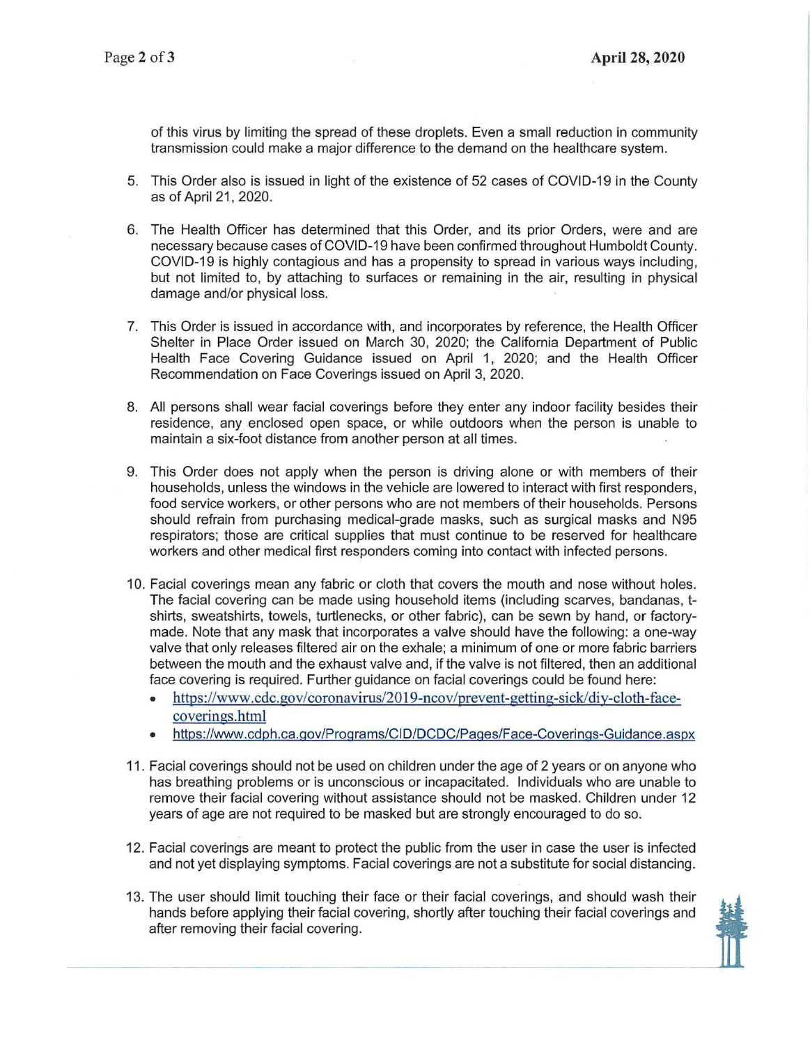of this virus by limiting the spread of these droplets. Even a small reduction in community transmission could make a major difference to the demand on the healthcare system.

5. This Order also is issued in light of the existence of 52 cases of COVID-19 in the County as of April 21, 2020.

6. The Health Officer has determined that this Order, and its prior Orders, were and are necessary because cases of COVID-19 have been confirmed throughout Humboldt County. COVID-19 is highly contagious and has a propensity to spread in various ways including, but not limited to, by attaching to surfaces or remaining in the air, resulting in physical damage and/or physical loss.

7. This Order is issued in accordance with, and incorporates by reference, the Health Officer Shelter in Place Order issued on March 30, 2020; the California Department of Public Health Face Covering Guidance issued on April 1, 2020; and the Health Officer Recommendation on Face Coverings issued on April 3, 2020.

8. All persons shall wear facial coverings before they enter any indoor facility besides their residence, any enclosed open space, or while outdoors when the person is unable to maintain a six-foot distance from another person at all times.

9. This Order does not apply when the person is driving alone or with members of their households, unless the windows in the vehicle are lowered to interact with first responders, food service workers, or other persons who are not members of their households. Persons should refrain from purchasing medical-grade masks, such as surgical masks and N95 respirators; those are critical supplies that must continue to be reserved for healthcare workers and other medical first responders coming into contact with infected persons.

10. Facial coverings mean any fabric or cloth that covers the mouth and nose without holes. The facial covering can be made using household items (including scarves, bandanas, t-shirts, sweatshirts, towels, turtlenecks, or other fabric), can be sewn by hand, or factory-made. Note that any mask that incorporates a valve should have the following: a one-way valve that only releases filtered air on the exhale; a minimum of one or more fabric barriers between the mouth and the exhaust valve and, if the valve is not filtered, then an additional face covering is required. Further guidance on facial coverings could be found here:
    - https://www.cdc.gov/coronavirus/2019-ncov/prevent-getting-sick/diy-cloth-face-coverings.html
    - https://www.cdph.ca.gov/Programs/CID/DCDC/Pages/Face-Coverings-Guidance.aspx

11. Facial coverings should not be used on children under the age of 2 years or on anyone who has breathing problems or is unconscious or incapacitated. Individuals who are unable to remove their facial covering without assistance should not be masked. Children under 12 years of age are not required to be masked but are strongly encouraged to do so.

12. Facial coverings are meant to protect the public from the user in case the user is infected and not yet displaying symptoms. Facial coverings are not a substitute for social distancing.

13. The user should limit touching their face or their facial coverings, and should wash their hands before applying their facial covering, shortly after touching their facial coverings and after removing their facial covering.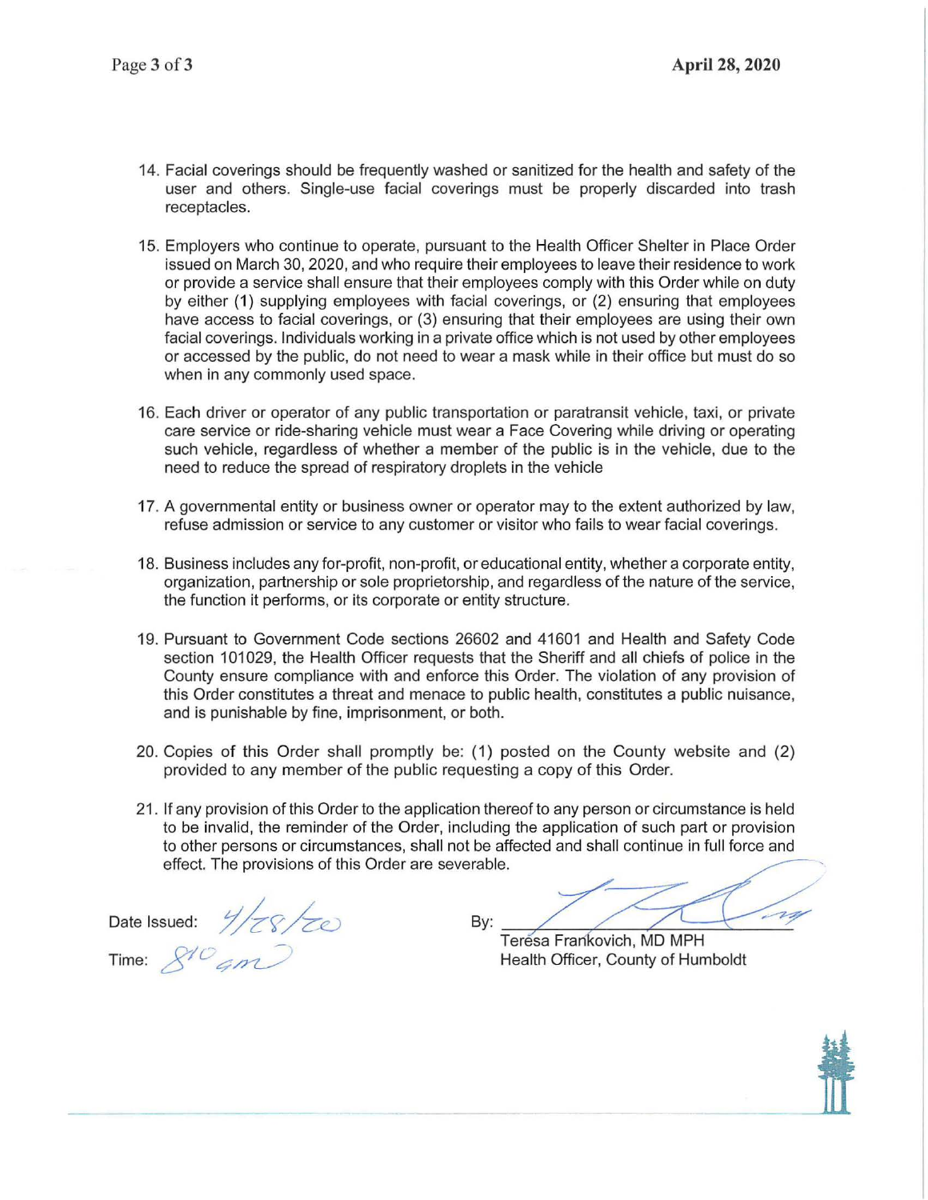14. Facial coverings should be frequently washed or sanitized for the health and safety of the user and others. Single-use facial coverings must be properly discarded into trash receptacles.

15. Employers who continue to operate, pursuant to the Health Officer Shelter in Place Order issued on March 30, 2020, and who require their employees to leave their residence to work or provide a service shall ensure that their employees comply with this Order while on duty by either (1) supplying employees with facial coverings, or (2) ensuring that employees have access to facial coverings, or (3) ensuring that their employees are using their own facial coverings. Individuals working in a private office which is not used by other employees or accessed by the public, do not need to wear a mask while in their office but must do so when in any commonly used space.

16. Each driver or operator of any public transportation or paratransit vehicle, taxi, or private care service or ride-sharing vehicle must wear a Face Covering while driving or operating such vehicle, regardless of whether a member of the public is in the vehicle, due to the need to reduce the spread of respiratory droplets in the vehicle

17. A governmental entity or business owner or operator may to the extent authorized by law, refuse admission or service to any customer or visitor who fails to wear facial coverings.

18. Business includes any for-profit, non-profit, or educational entity, whether a corporate entity, organization, partnership or sole proprietorship, and regardless of the nature of the service, the function it performs, or its corporate or entity structure.

19. Pursuant to Government Code sections 26602 and 41601 and Health and Safety Code section 101029, the Health Officer requests that the Sheriff and all chiefs of police in the County ensure compliance with and enforce this Order. The violation of any provision of this Order constitutes a threat and menace to public health, constitutes a public nuisance, and is punishable by fine, imprisonment, or both.

20. Copies of this Order shall promptly be: (1) posted on the County website and (2) provided to any member of the public requesting a copy of this Order.

21. If any provision of this Order to the application thereof to any person or circumstance is held to be invalid, the reminder of the Order, including the application of such part or provision to other persons or circumstances, shall not be affected and shall continue in full force and effect. The provisions of this Order are severable.

Date Issued: 4/28/20

Time: 810 am

By: [signature]

Terésa Frankovich, MD MPH
Health Officer, County of Humboldt